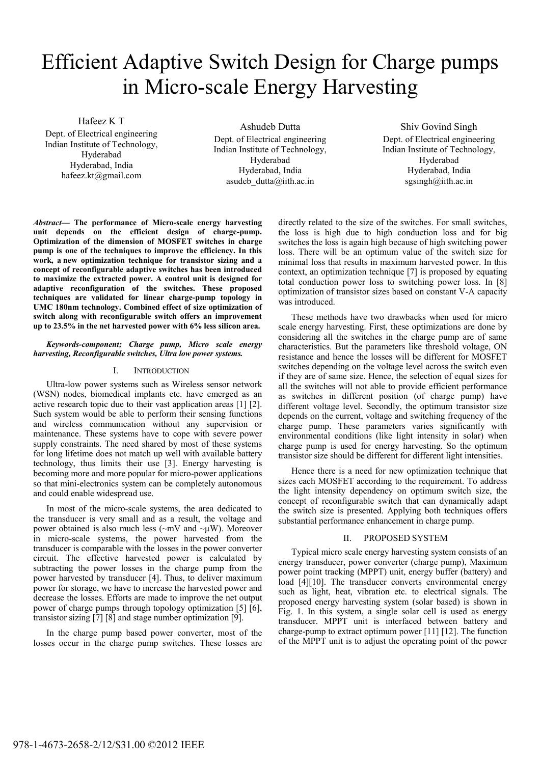# Efficient Adaptive Switch Design for Charge pumps in Micro-scale Energy Harvesting

Hafeez K T
Dept. of Electrical engineering
Indian Institute of Technology, Hyderabad
Hyderabad, India
hafeez.kt@gmail.com

Ashudeb Dutta
Dept. of Electrical engineering
Indian Institute of Technology, Hyderabad
Hyderabad, India
asudeb_dutta@iith.ac.in

Shiv Govind Singh
Dept. of Electrical engineering
Indian Institute of Technology, Hyderabad
Hyderabad, India
sgsingh@iith.ac.in

***Abstract*— The performance of Micro-scale energy harvesting unit depends on the efficient design of charge-pump. Optimization of the dimension of MOSFET switches in charge pump is one of the techniques to improve the efficiency. In this work, a new optimization technique for transistor sizing and a concept of reconfigurable adaptive switches has been introduced to maximize the extracted power. A control unit is designed for adaptive reconfiguration of the switches. These proposed techniques are validated for linear charge-pump topology in UMC 180nm technology. Combined effect of size optimization of switch along with reconfigurable switch offers an improvement up to 23.5% in the net harvested power with 6% less silicon area.**

***Keywords-component; Charge pump, Micro scale energy harvesting, Reconfigurable switches, Ultra low power systems.***

## I. INTRODUCTION

Ultra-low power systems such as Wireless sensor network (WSN) nodes, biomedical implants etc. have emerged as an active research topic due to their vast application areas [1] [2]. Such system would be able to perform their sensing functions and wireless communication without any supervision or maintenance. These systems have to cope with severe power supply constraints. The need shared by most of these systems for long lifetime does not match up well with available battery technology, thus limits their use [3]. Energy harvesting is becoming more and more popular for micro-power applications so that mini-electronics system can be completely autonomous and could enable widespread use.

In most of the micro-scale systems, the area dedicated to the transducer is very small and as a result, the voltage and power obtained is also much less (~mV and ~μW). Moreover in micro-scale systems, the power harvested from the transducer is comparable with the losses in the power converter circuit. The effective harvested power is calculated by subtracting the power losses in the charge pump from the power harvested by transducer [4]. Thus, to deliver maximum power for storage, we have to increase the harvested power and decrease the losses. Efforts are made to improve the net output power of charge pumps through topology optimization [5] [6], transistor sizing [7] [8] and stage number optimization [9].

In the charge pump based power converter, most of the losses occur in the charge pump switches. These losses are directly related to the size of the switches. For small switches, the loss is high due to high conduction loss and for big switches the loss is again high because of high switching power loss. There will be an optimum value of the switch size for minimal loss that results in maximum harvested power. In this context, an optimization technique [7] is proposed by equating total conduction power loss to switching power loss. In [8] optimization of transistor sizes based on constant V-A capacity was introduced.

These methods have two drawbacks when used for micro scale energy harvesting. First, these optimizations are done by considering all the switches in the charge pump are of same characteristics. But the parameters like threshold voltage, ON resistance and hence the losses will be different for MOSFET switches depending on the voltage level across the switch even if they are of same size. Hence, the selection of equal sizes for all the switches will not able to provide efficient performance as switches in different position (of charge pump) have different voltage level. Secondly, the optimum transistor size depends on the current, voltage and switching frequency of the charge pump. These parameters varies significantly with environmental conditions (like light intensity in solar) when charge pump is used for energy harvesting. So the optimum transistor size should be different for different light intensities.

Hence there is a need for new optimization technique that sizes each MOSFET according to the requirement. To address the light intensity dependency on optimum switch size, the concept of reconfigurable switch that can dynamically adapt the switch size is presented. Applying both techniques offers substantial performance enhancement in charge pump.

## II. PROPOSED SYSTEM

Typical micro scale energy harvesting system consists of an energy transducer, power converter (charge pump), Maximum power point tracking (MPPT) unit, energy buffer (battery) and load [4][10]. The transducer converts environmental energy such as light, heat, vibration etc. to electrical signals. The proposed energy harvesting system (solar based) is shown in Fig. 1. In this system, a single solar cell is used as energy transducer. MPPT unit is interfaced between battery and charge-pump to extract optimum power [11] [12]. The function of the MPPT unit is to adjust the operating point of the power

978-1-4673-2658-2/12/$31.00 ©2012 IEEE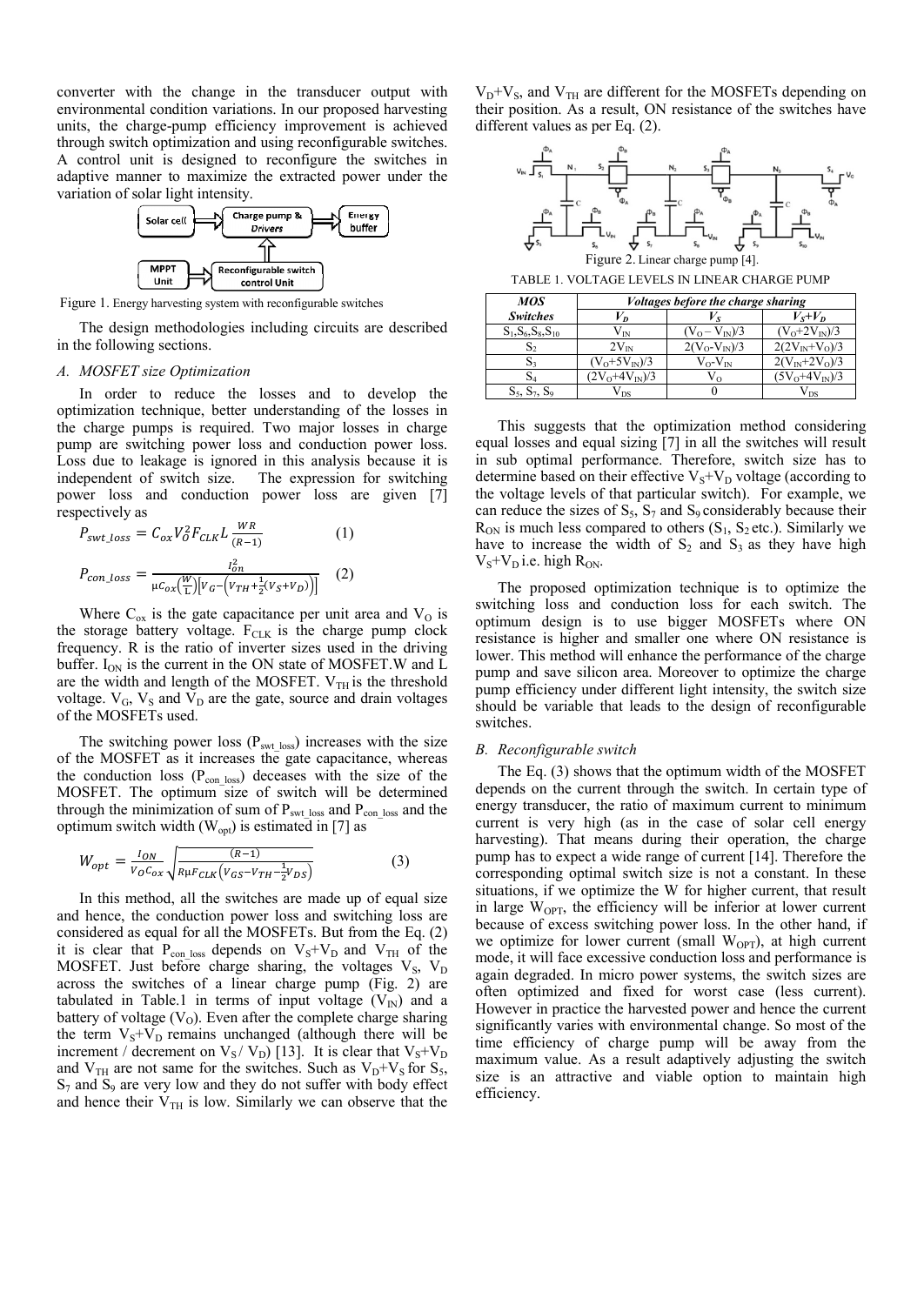converter with the change in the transducer output with environmental condition variations. In our proposed harvesting units, the charge-pump efficiency improvement is achieved through switch optimization and using reconfigurable switches. A control unit is designed to reconfigure the switches in adaptive manner to maximize the extracted power under the variation of solar light intensity.

Figure 1. Energy harvesting system with reconfigurable switches

The design methodologies including circuits are described in the following sections.

### A. MOSFET size Optimization

In order to reduce the losses and to develop the optimization technique, better understanding of the losses in the charge pumps is required. Two major losses in charge pump are switching power loss and conduction power loss. Loss due to leakage is ignored in this analysis because it is independent of switch size. The expression for switching power loss and conduction power loss are given [7] respectively as

$$P_{swt\_loss} = C_{ox} V_O^2 F_{CLK} L \frac{WR}{(R-1)} \quad (1)$$

$$P_{con\_loss} = \frac{I_{on}^2}{\mu C_{ox}\left(\frac{W}{L}\right)\left[V_G - \left(V_{TH} + \frac{1}{2}(V_S + V_D)\right)\right]} \quad (2)$$

Where $C_{ox}$ is the gate capacitance per unit area and $V_O$ is the storage battery voltage. $F_{CLK}$ is the charge pump clock frequency. R is the ratio of inverter sizes used in the driving buffer. $I_{ON}$ is the current in the ON state of MOSFET.W and L are the width and length of the MOSFET. $V_{TH}$ is the threshold voltage. $V_G$, $V_S$ and $V_D$ are the gate, source and drain voltages of the MOSFETs used.

The switching power loss ($P_{swt\_loss}$) increases with the size of the MOSFET as it increases the gate capacitance, whereas the conduction loss ($P_{con\_loss}$) deceases with the size of the MOSFET. The optimum size of switch will be determined through the minimization of sum of $P_{swt\_loss}$ and $P_{con\_loss}$ and the optimum switch width ($W_{opt}$) is estimated in [7] as

$$W_{opt} = \frac{I_{ON}}{V_O C_{ox}} \sqrt{\frac{(R-1)}{R \mu F_{CLK}\left(V_{GS} - V_{TH} - \frac{1}{2} V_{DS}\right)}} \quad (3)$$

In this method, all the switches are made up of equal size and hence, the conduction power loss and switching loss are considered as equal for all the MOSFETs. But from the Eq. (2) it is clear that $P_{con\_loss}$ depends on $V_S+V_D$ and $V_{TH}$ of the MOSFET. Just before charge sharing, the voltages $V_S$, $V_D$ across the switches of a linear charge pump (Fig. 2) are tabulated in Table.1 in terms of input voltage ($V_{IN}$) and a battery of voltage ($V_O$). Even after the complete charge sharing the term $V_S+V_D$ remains unchanged (although there will be increment / decrement on $V_S$ / $V_D$) [13]. It is clear that $V_S+V_D$ and $V_{TH}$ are not same for the switches. Such as $V_D+V_S$ for $S_5$, $S_7$ and $S_9$ are very low and they do not suffer with body effect and hence their $V_{TH}$ is low. Similarly we can observe that the $V_D+V_S$, and $V_{TH}$ are different for the MOSFETs depending on their position. As a result, ON resistance of the switches have different values as per Eq. (2).

Figure 2. Linear charge pump [4].

TABLE 1. VOLTAGE LEVELS IN LINEAR CHARGE PUMP

| *MOS Switches* | *Voltages before the charge sharing* | | |
|---|---|---|---|
| | $V_D$ | $V_S$ | $V_S+V_D$ |
| $S_1, S_6, S_8, S_{10}$ | $V_{IN}$ | $(V_O - V_{IN})/3$ | $(V_O+2V_{IN})/3$ |
| $S_2$ | $2V_{IN}$ | $2(V_O-V_{IN})/3$ | $2(2V_{IN}+V_O)/3$ |
| $S_3$ | $(V_O+5V_{IN})/3$ | $V_O-V_{IN}$ | $2(V_{IN}+2V_O)/3$ |
| $S_4$ | $(2V_O+4V_{IN})/3$ | $V_O$ | $(5V_O+4V_{IN})/3$ |
| $S_5, S_7, S_9$ | $V_{DS}$ | 0 | $V_{DS}$ |

This suggests that the optimization method considering equal losses and equal sizing [7] in all the switches will result in sub optimal performance. Therefore, switch size has to determine based on their effective $V_S+V_D$ voltage (according to the voltage levels of that particular switch). For example, we can reduce the sizes of $S_5$, $S_7$ and $S_9$ considerably because their $R_{ON}$ is much less compared to others ($S_1$, $S_2$ etc.). Similarly we have to increase the width of $S_2$ and $S_3$ as they have high $V_S+V_D$ i.e. high $R_{ON}$.

The proposed optimization technique is to optimize the switching loss and conduction loss for each switch. The optimum design is to use bigger MOSFETs where ON resistance is higher and smaller one where ON resistance is lower. This method will enhance the performance of the charge pump and save silicon area. Moreover to optimize the charge pump efficiency under different light intensity, the switch size should be variable that leads to the design of reconfigurable switches.

### B. Reconfigurable switch

The Eq. (3) shows that the optimum width of the MOSFET depends on the current through the switch. In certain type of energy transducer, the ratio of maximum current to minimum current is very high (as in the case of solar cell energy harvesting). That means during their operation, the charge pump has to expect a wide range of current [14]. Therefore the corresponding optimal switch size is not a constant. In these situations, if we optimize the W for higher current, that result in large $W_{OPT}$, the efficiency will be inferior at lower current because of excess switching power loss. In the other hand, if we optimize for lower current (small $W_{OPT}$), at high current mode, it will face excessive conduction loss and performance is again degraded. In micro power systems, the switch sizes are often optimized and fixed for worst case (less current). However in practice the harvested power and hence the current significantly varies with environmental change. So most of the time efficiency of charge pump will be away from the maximum value. As a result adaptively adjusting the switch size is an attractive and viable option to maintain high efficiency.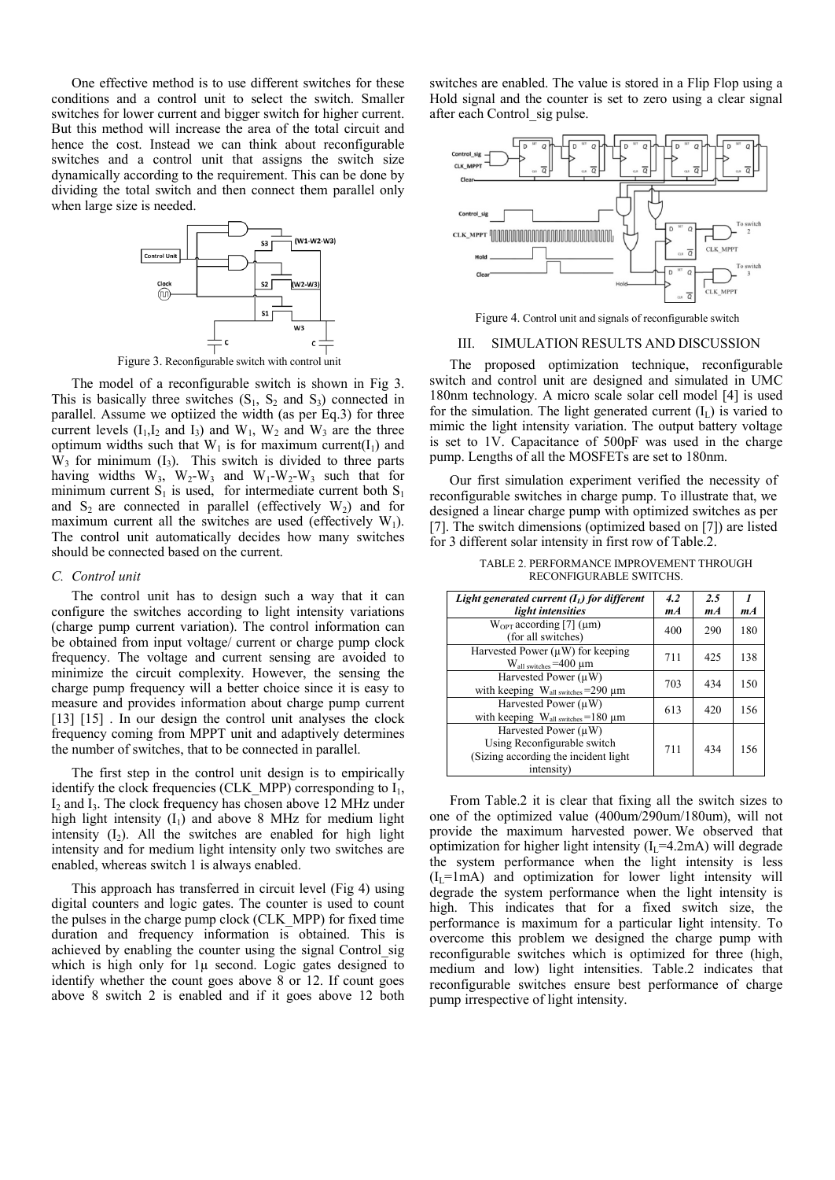One effective method is to use different switches for these conditions and a control unit to select the switch. Smaller switches for lower current and bigger switch for higher current. But this method will increase the area of the total circuit and hence the cost. Instead we can think about reconfigurable switches and a control unit that assigns the switch size dynamically according to the requirement. This can be done by dividing the total switch and then connect them parallel only when large size is needed.

Figure 3. Reconfigurable switch with control unit

The model of a reconfigurable switch is shown in Fig 3. This is basically three switches ($S_1$, $S_2$ and $S_3$) connected in parallel. Assume we optiized the width (as per Eq.3) for three current levels ($I_1$,$I_2$ and $I_3$) and $W_1$, $W_2$ and $W_3$ are the three optimum widths such that $W_1$ is for maximum current($I_1$) and $W_3$ for minimum ($I_3$). This switch is divided to three parts having widths $W_3$, $W_2$-$W_3$ and $W_1$-$W_2$-$W_3$ such that for minimum current $S_1$ is used, for intermediate current both $S_1$ and $S_2$ are connected in parallel (effectively $W_2$) and for maximum current all the switches are used (effectively $W_1$). The control unit automatically decides how many switches should be connected based on the current.

### C. Control unit

The control unit has to design such a way that it can configure the switches according to light intensity variations (charge pump current variation). The control information can be obtained from input voltage/ current or charge pump clock frequency. The voltage and current sensing are avoided to minimize the circuit complexity. However, the sensing the charge pump frequency will a better choice since it is easy to measure and provides information about charge pump current [13] [15] . In our design the control unit analyses the clock frequency coming from MPPT unit and adaptively determines the number of switches, that to be connected in parallel.

The first step in the control unit design is to empirically identify the clock frequencies (CLK_MPP) corresponding to $I_1$, $I_2$ and $I_3$. The clock frequency has chosen above 12 MHz under high light intensity ($I_1$) and above 8 MHz for medium light intensity ($I_2$). All the switches are enabled for high light intensity and for medium light intensity only two switches are enabled, whereas switch 1 is always enabled.

This approach has transferred in circuit level (Fig 4) using digital counters and logic gates. The counter is used to count the pulses in the charge pump clock (CLK_MPP) for fixed time duration and frequency information is obtained. This is achieved by enabling the counter using the signal Control_sig which is high only for 1μ second. Logic gates designed to identify whether the count goes above 8 or 12. If count goes above 8 switch 2 is enabled and if it goes above 12 both switches are enabled. The value is stored in a Flip Flop using a Hold signal and the counter is set to zero using a clear signal after each Control_sig pulse.

Figure 4. Control unit and signals of reconfigurable switch

## III. SIMULATION RESULTS AND DISCUSSION

The proposed optimization technique, reconfigurable switch and control unit are designed and simulated in UMC 180nm technology. A micro scale solar cell model [4] is used for the simulation. The light generated current ($I_L$) is varied to mimic the light intensity variation. The output battery voltage is set to 1V. Capacitance of 500pF was used in the charge pump. Lengths of all the MOSFETs are set to 180nm.

Our first simulation experiment verified the necessity of reconfigurable switches in charge pump. To illustrate that, we designed a linear charge pump with optimized switches as per [7]. The switch dimensions (optimized based on [7]) are listed for 3 different solar intensity in first row of Table.2.

TABLE 2. PERFORMANCE IMPROVEMENT THROUGH RECONFIGURABLE SWITCHS.

| *Light generated current ($I_L$) for different light intensities* | *4.2 mA* | *2.5 mA* | *1 mA* |
|---|---|---|---|
| $W_{OPT}$ according [7] (μm) (for all switches) | 400 | 290 | 180 |
| Harvested Power (μW) for keeping $W_{all\ switches}$=400 μm | 711 | 425 | 138 |
| Harvested Power (μW) with keeping $W_{all\ switches}$=290 μm | 703 | 434 | 150 |
| Harvested Power (μW) with keeping $W_{all\ switches}$=180 μm | 613 | 420 | 156 |
| Harvested Power (μW) Using Reconfigurable switch (Sizing according the incident light intensity) | 711 | 434 | 156 |

From Table.2 it is clear that fixing all the switch sizes to one of the optimized value (400um/290um/180um), will not provide the maximum harvested power. We observed that optimization for higher light intensity ($I_L$=4.2mA) will degrade the system performance when the light intensity is less ($I_L$=1mA) and optimization for lower light intensity will degrade the system performance when the light intensity is high. This indicates that for a fixed switch size, the performance is maximum for a particular light intensity. To overcome this problem we designed the charge pump with reconfigurable switches which is optimized for three (high, medium and low) light intensities. Table.2 indicates that reconfigurable switches ensure best performance of charge pump irrespective of light intensity.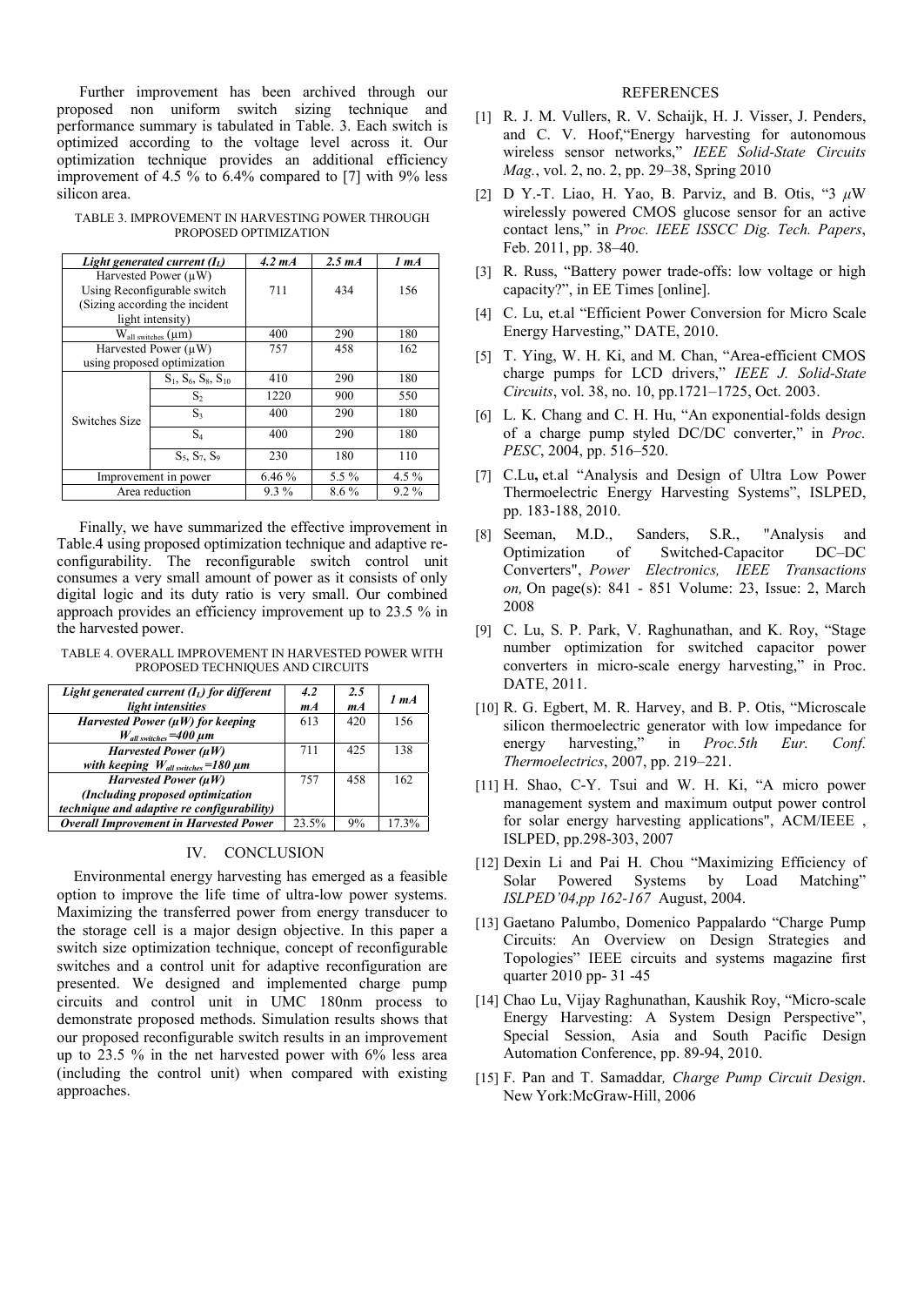Further improvement has been archived through our proposed non uniform switch sizing technique and performance summary is tabulated in Table. 3. Each switch is optimized according to the voltage level across it. Our optimization technique provides an additional efficiency improvement of 4.5 % to 6.4% compared to [7] with 9% less silicon area.

TABLE 3. IMPROVEMENT IN HARVESTING POWER THROUGH PROPOSED OPTIMIZATION

| ***Light generated current ($I_L$)*** | | ***4.2 mA*** | ***2.5 mA*** | ***1 mA*** |
|---|---|---|---|---|
| Harvested Power (µW) Using Reconfigurable switch (Sizing according the incident light intensity) | | 711 | 434 | 156 |
| $W_{all\ switches}$ (µm) | | 400 | 290 | 180 |
| Harvested Power (µW) using proposed optimization | | 757 | 458 | 162 |
| Switches Size | $S_1$, $S_6$, $S_8$, $S_{10}$ | 410 | 290 | 180 |
| | $S_2$ | 1220 | 900 | 550 |
| | $S_3$ | 400 | 290 | 180 |
| | $S_4$ | 400 | 290 | 180 |
| | $S_5$, $S_7$, $S_9$ | 230 | 180 | 110 |
| Improvement in power | | 6.46 % | 5.5 % | 4.5 % |
| Area reduction | | 9.3 % | 8.6 % | 9.2 % |

Finally, we have summarized the effective improvement in Table.4 using proposed optimization technique and adaptive re-configurability. The reconfigurable switch control unit consumes a very small amount of power as it consists of only digital logic and its duty ratio is very small. Our combined approach provides an efficiency improvement up to 23.5 % in the harvested power.

TABLE 4. OVERALL IMPROVEMENT IN HARVESTED POWER WITH PROPOSED TECHNIQUES AND CIRCUITS

| ***Light generated current ($I_L$) for different light intensities*** | ***4.2 mA*** | ***2.5 mA*** | ***1 mA*** |
|---|---|---|---|
| ***Harvested Power (µW) for keeping $W_{all\ switches}$=400 µm*** | 613 | 420 | 156 |
| ***Harvested Power (µW) with keeping $W_{all\ switches}$=180 µm*** | 711 | 425 | 138 |
| ***Harvested Power (µW) (Including proposed optimization technique and adaptive re configurability)*** | 757 | 458 | 162 |
| ***Overall Improvement in Harvested Power*** | 23.5% | 9% | 17.3% |

## IV. CONCLUSION

Environmental energy harvesting has emerged as a feasible option to improve the life time of ultra-low power systems. Maximizing the transferred power from energy transducer to the storage cell is a major design objective. In this paper a switch size optimization technique, concept of reconfigurable switches and a control unit for adaptive reconfiguration are presented. We designed and implemented charge pump circuits and control unit in UMC 180nm process to demonstrate proposed methods. Simulation results shows that our proposed reconfigurable switch results in an improvement up to 23.5 % in the net harvested power with 6% less area (including the control unit) when compared with existing approaches.

## REFERENCES

[1] R. J. M. Vullers, R. V. Schaijk, H. J. Visser, J. Penders, and C. V. Hoof,"Energy harvesting for autonomous wireless sensor networks," *IEEE Solid-State Circuits Mag.*, vol. 2, no. 2, pp. 29–38, Spring 2010

[2] D Y.-T. Liao, H. Yao, B. Parviz, and B. Otis, "3 $\mu$W wirelessly powered CMOS glucose sensor for an active contact lens," in *Proc. IEEE ISSCC Dig. Tech. Papers*, Feb. 2011, pp. 38–40.

[3] R. Russ, "Battery power trade-offs: low voltage or high capacity?", in EE Times [online].

[4] C. Lu, et.al "Efficient Power Conversion for Micro Scale Energy Harvesting," DATE, 2010.

[5] T. Ying, W. H. Ki, and M. Chan, "Area-efficient CMOS charge pumps for LCD drivers," *IEEE J. Solid-State Circuits*, vol. 38, no. 10, pp.1721–1725, Oct. 2003.

[6] L. K. Chang and C. H. Hu, "An exponential-folds design of a charge pump styled DC/DC converter," in *Proc. PESC*, 2004, pp. 516–520.

[7] C.Lu**,** et.al "Analysis and Design of Ultra Low Power Thermoelectric Energy Harvesting Systems", ISLPED, pp. 183-188, 2010.

[8] Seeman, M.D., Sanders, S.R., "Analysis and Optimization of Switched-Capacitor DC–DC Converters", *Power Electronics, IEEE Transactions on,* On page(s): 841 - 851 Volume: 23, Issue: 2, March 2008

[9] C. Lu, S. P. Park, V. Raghunathan, and K. Roy, "Stage number optimization for switched capacitor power converters in micro-scale energy harvesting," in Proc. DATE, 2011.

[10] R. G. Egbert, M. R. Harvey, and B. P. Otis, "Microscale silicon thermoelectric generator with low impedance for energy harvesting," in *Proc.5th Eur. Conf. Thermoelectrics*, 2007, pp. 219–221.

[11] H. Shao, C-Y. Tsui and W. H. Ki, "A micro power management system and maximum output power control for solar energy harvesting applications", ACM/IEEE , ISLPED, pp.298-303, 2007

[12] Dexin Li and Pai H. Chou "Maximizing Efficiency of Solar Powered Systems by Load Matching" *ISLPED'04,pp 162-167* August, 2004.

[13] Gaetano Palumbo, Domenico Pappalardo "Charge Pump Circuits: An Overview on Design Strategies and Topologies" IEEE circuits and systems magazine first quarter 2010 pp- 31 -45

[14] Chao Lu, Vijay Raghunathan, Kaushik Roy, "Micro-scale Energy Harvesting: A System Design Perspective", Special Session, Asia and South Pacific Design Automation Conference, pp. 89-94, 2010.

[15] F. Pan and T. Samaddar*, Charge Pump Circuit Design*. New York:McGraw-Hill, 2006